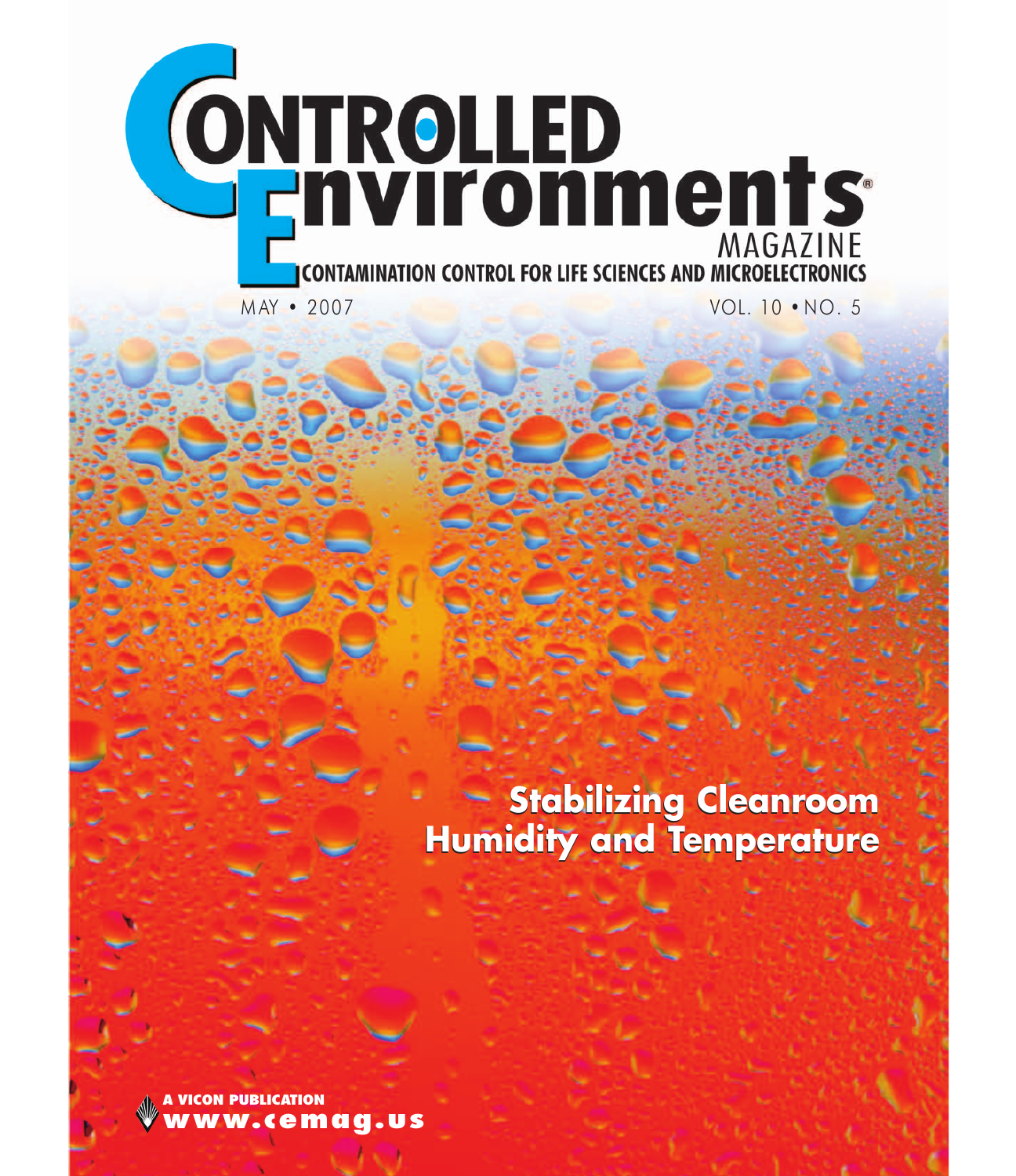# CONTROLLED Environments MAGAZINE

**CONTAMINATION CONTROL FOR LIFE SCIENCES AND MICROELECTRONICS**

MAY • 2007

VOL. 10 • NO. 5

## Stabilizing Cleanroom Humidity and Temperature

**A VICON PUBLICATION**

**www.cemag.us**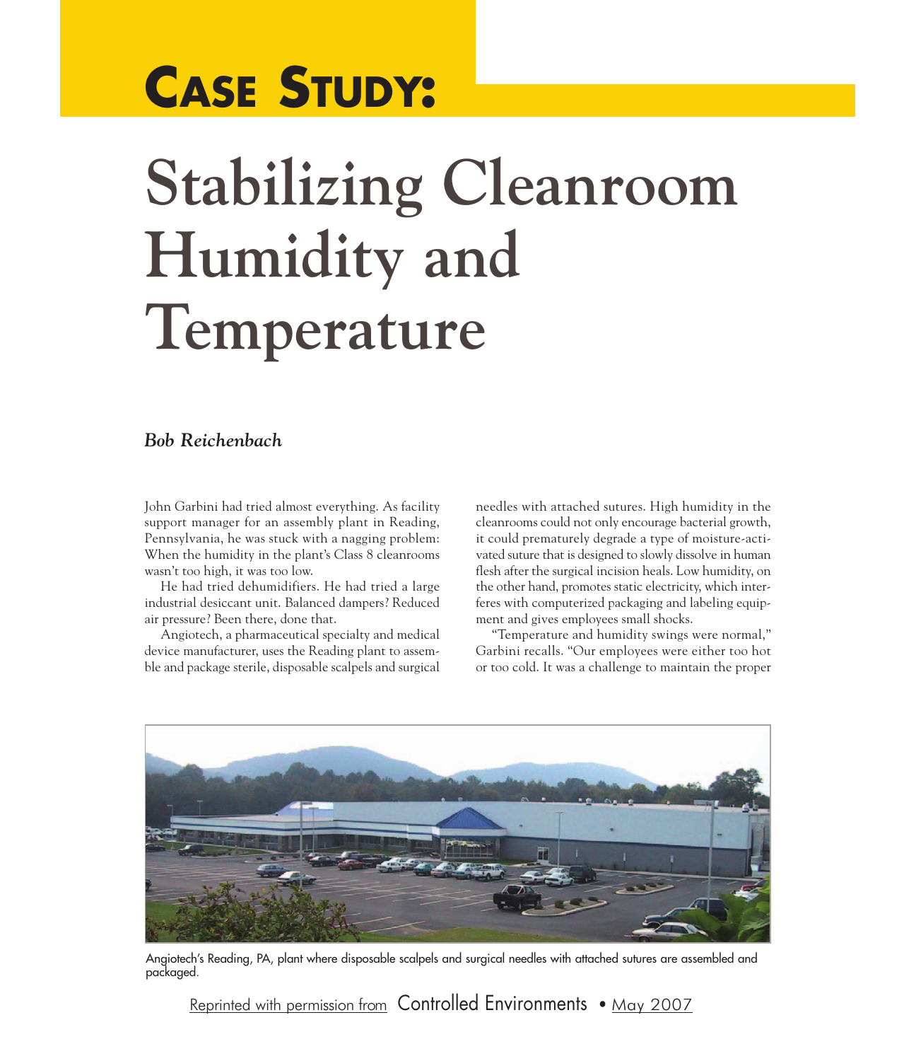# Case Study:

# Stabilizing Cleanroom Humidity and Temperature

*Bob Reichenbach*

John Garbini had tried almost everything. As facility support manager for an assembly plant in Reading, Pennsylvania, he was stuck with a nagging problem: When the humidity in the plant's Class 8 cleanrooms wasn't too high, it was too low.

He had tried dehumidifiers. He had tried a large industrial desiccant unit. Balanced dampers? Reduced air pressure? Been there, done that.

Angiotech, a pharmaceutical specialty and medical device manufacturer, uses the Reading plant to assemble and package sterile, disposable scalpels and surgical needles with attached sutures. High humidity in the cleanrooms could not only encourage bacterial growth, it could prematurely degrade a type of moisture-activated suture that is designed to slowly dissolve in human flesh after the surgical incision heals. Low humidity, on the other hand, promotes static electricity, which interferes with computerized packaging and labeling equipment and gives employees small shocks.

"Temperature and humidity swings were normal," Garbini recalls. "Our employees were either too hot or too cold. It was a challenge to maintain the proper

Angiotech's Reading, PA, plant where disposable scalpels and surgical needles with attached sutures are assembled and packaged.

Reprinted with permission from Controlled Environments • May 2007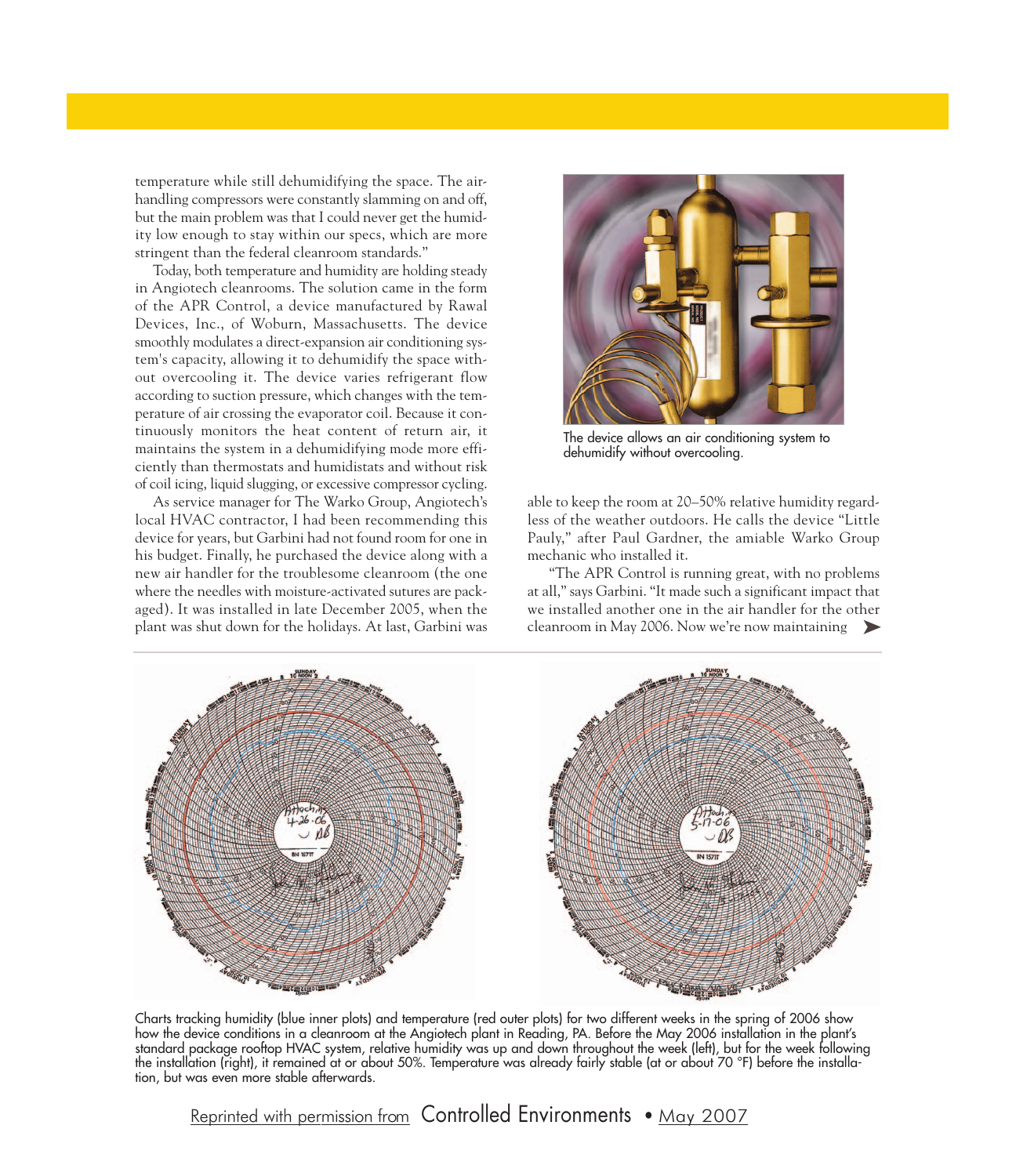temperature while still dehumidifying the space. The air-handling compressors were constantly slamming on and off, but the main problem was that I could never get the humidity low enough to stay within our specs, which are more stringent than the federal cleanroom standards."

Today, both temperature and humidity are holding steady in Angiotech cleanrooms. The solution came in the form of the APR Control, a device manufactured by Rawal Devices, Inc., of Woburn, Massachusetts. The device smoothly modulates a direct-expansion air conditioning system's capacity, allowing it to dehumidify the space without overcooling it. The device varies refrigerant flow according to suction pressure, which changes with the temperature of air crossing the evaporator coil. Because it continuously monitors the heat content of return air, it maintains the system in a dehumidifying mode more efficiently than thermostats and humidistats and without risk of coil icing, liquid slugging, or excessive compressor cycling.

As service manager for The Warko Group, Angiotech's local HVAC contractor, I had been recommending this device for years, but Garbini had not found room for one in his budget. Finally, he purchased the device along with a new air handler for the troublesome cleanroom (the one where the needles with moisture-activated sutures are packaged). It was installed in late December 2005, when the plant was shut down for the holidays. At last, Garbini was able to keep the room at 20–50% relative humidity regardless of the weather outdoors. He calls the device "Little Pauly," after Paul Gardner, the amiable Warko Group mechanic who installed it.

"The APR Control is running great, with no problems at all," says Garbini. "It made such a significant impact that we installed another one in the air handler for the other cleanroom in May 2006. Now we're now maintaining ➤

The device allows an air conditioning system to dehumidify without overcooling.

Charts tracking humidity (blue inner plots) and temperature (red outer plots) for two different weeks in the spring of 2006 show how the device conditions in a cleanroom at the Angiotech plant in Reading, PA. Before the May 2006 installation in the plant's standard package rooftop HVAC system, relative humidity was up and down throughout the week (left), but for the week following the installation (right), it remained at or about 50%. Temperature was already fairly stable (at or about 70 °F) before the installation, but was even more stable afterwards.

Reprinted with permission from Controlled Environments • May 2007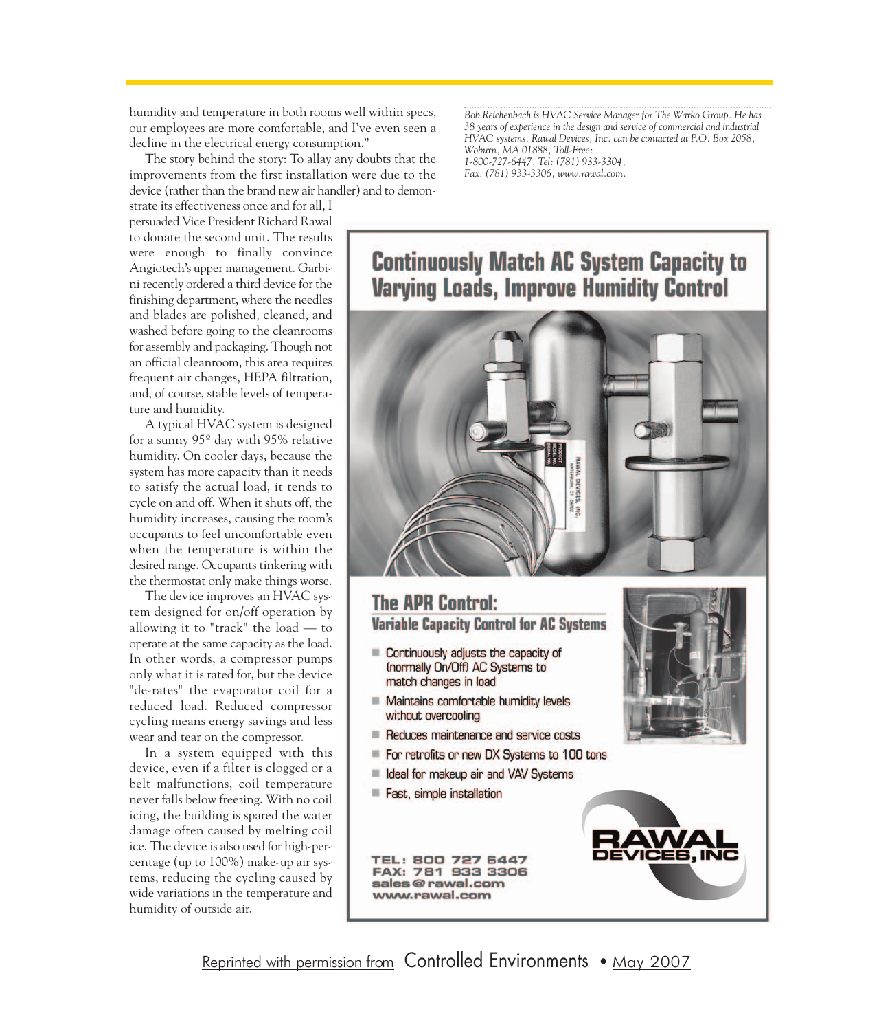humidity and temperature in both rooms well within specs, our employees are more comfortable, and I've even seen a decline in the electrical energy consumption."

The story behind the story: To allay any doubts that the improvements from the first installation were due to the device (rather than the brand new air handler) and to demonstrate its effectiveness once and for all, I persuaded Vice President Richard Rawal to donate the second unit. The results were enough to finally convince Angiotech's upper management. Garbini recently ordered a third device for the finishing department, where the needles and blades are polished, cleaned, and washed before going to the cleanrooms for assembly and packaging. Though not an official cleanroom, this area requires frequent air changes, HEPA filtration, and, of course, stable levels of temperature and humidity.

A typical HVAC system is designed for a sunny 95º day with 95% relative humidity. On cooler days, because the system has more capacity than it needs to satisfy the actual load, it tends to cycle on and off. When it shuts off, the humidity increases, causing the room's occupants to feel uncomfortable even when the temperature is within the desired range. Occupants tinkering with the thermostat only make things worse.

The device improves an HVAC system designed for on/off operation by allowing it to "track" the load — to operate at the same capacity as the load. In other words, a compressor pumps only what it is rated for, but the device "de-rates" the evaporator coil for a reduced load. Reduced compressor cycling means energy savings and less wear and tear on the compressor.

In a system equipped with this device, even if a filter is clogged or a belt malfunctions, coil temperature never falls below freezing. With no coil icing, the building is spared the water damage often caused by melting coil ice. The device is also used for high-percentage (up to 100%) make-up air systems, reducing the cycling caused by wide variations in the temperature and humidity of outside air.

*Bob Reichenbach is HVAC Service Manager for The Warko Group. He has 38 years of experience in the design and service of commercial and industrial HVAC systems. Rawal Devices, Inc. can be contacted at P.O. Box 2058, Woburn, MA 01888, Toll-Free: 1-800-727-6447, Tel: (781) 933-3304, Fax: (781) 933-3306, www.rawal.com.*

## Continuously Match AC System Capacity to Varying Loads, Improve Humidity Control

### The APR Control:

**Variable Capacity Control for AC Systems**

- Continuously adjusts the capacity of (normally On/Off) AC Systems to match changes in load
- Maintains comfortable humidity levels without overcooling
- Reduces maintenance and service costs
- For retrofits or new DX Systems to 100 tons
- Ideal for makeup air and VAV Systems
- Fast, simple installation

TEL: 800 727 6447
FAX: 781 933 3306
sales@rawal.com
www.rawal.com

RAWAL DEVICES, INC

Reprinted with permission from Controlled Environments • May 2007